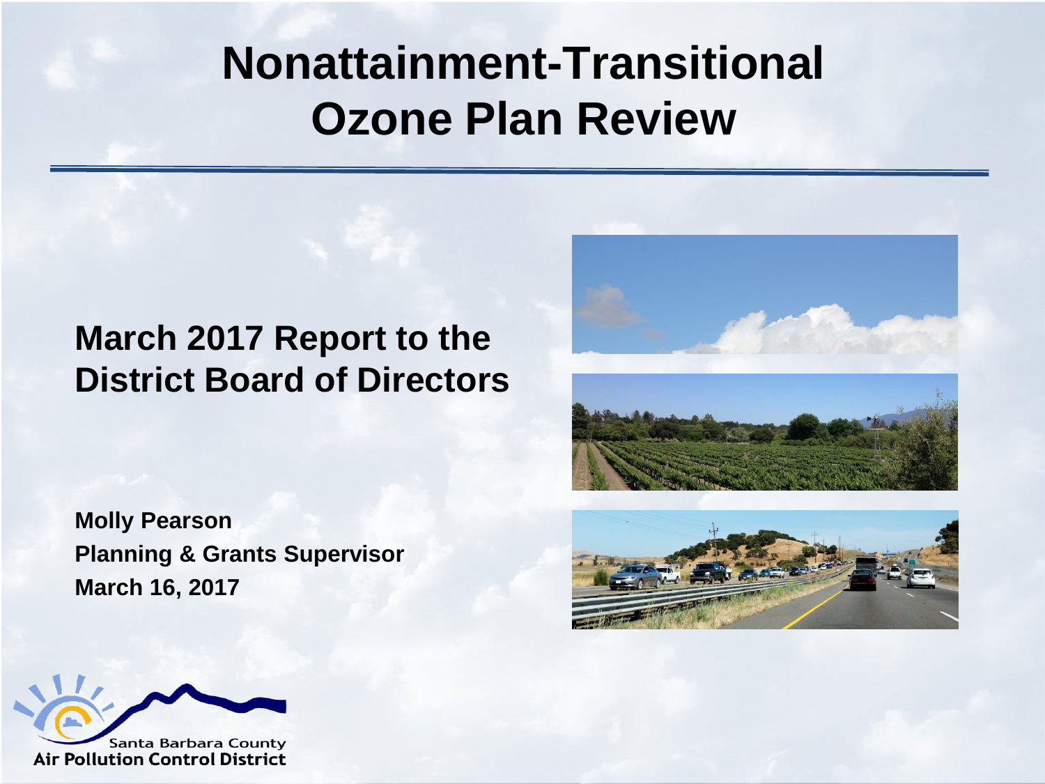# Nonattainment-Transitional Ozone Plan Review

## March 2017 Report to the District Board of Directors

**Molly Pearson**
**Planning & Grants Supervisor**
**March 16, 2017**

Santa Barbara County
Air Pollution Control District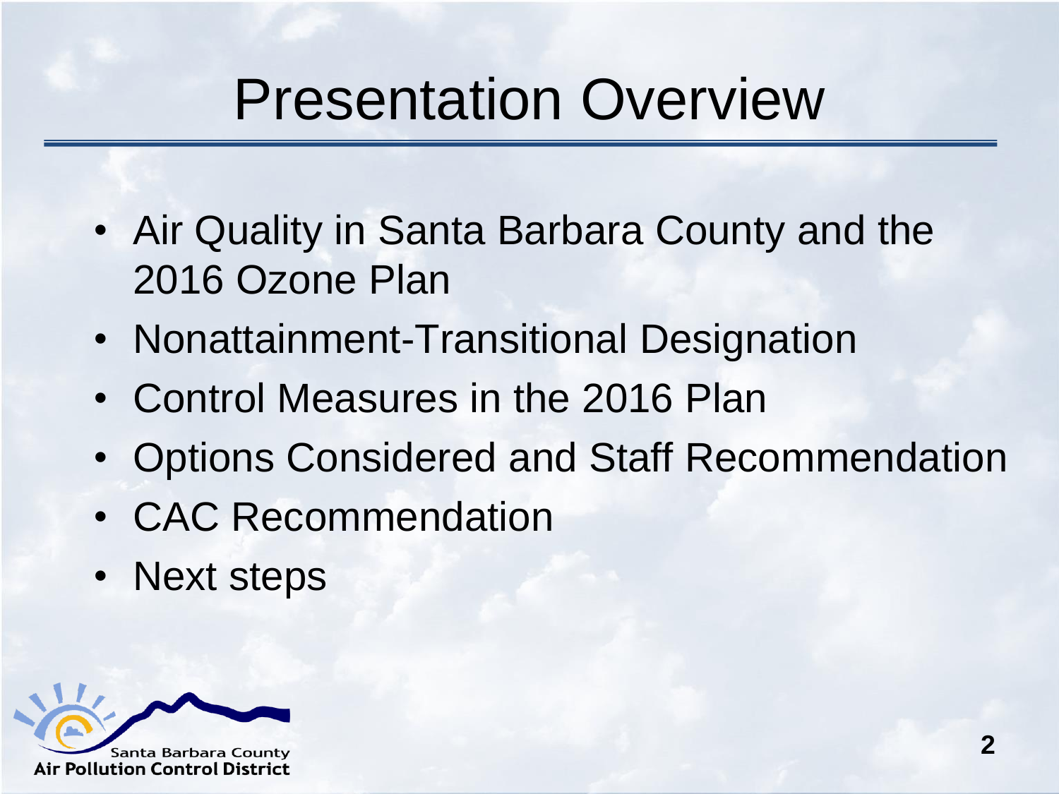# Presentation Overview

- Air Quality in Santa Barbara County and the 2016 Ozone Plan
- Nonattainment-Transitional Designation
- Control Measures in the 2016 Plan
- Options Considered and Staff Recommendation
- CAC Recommendation
- Next steps

Santa Barbara County
Air Pollution Control District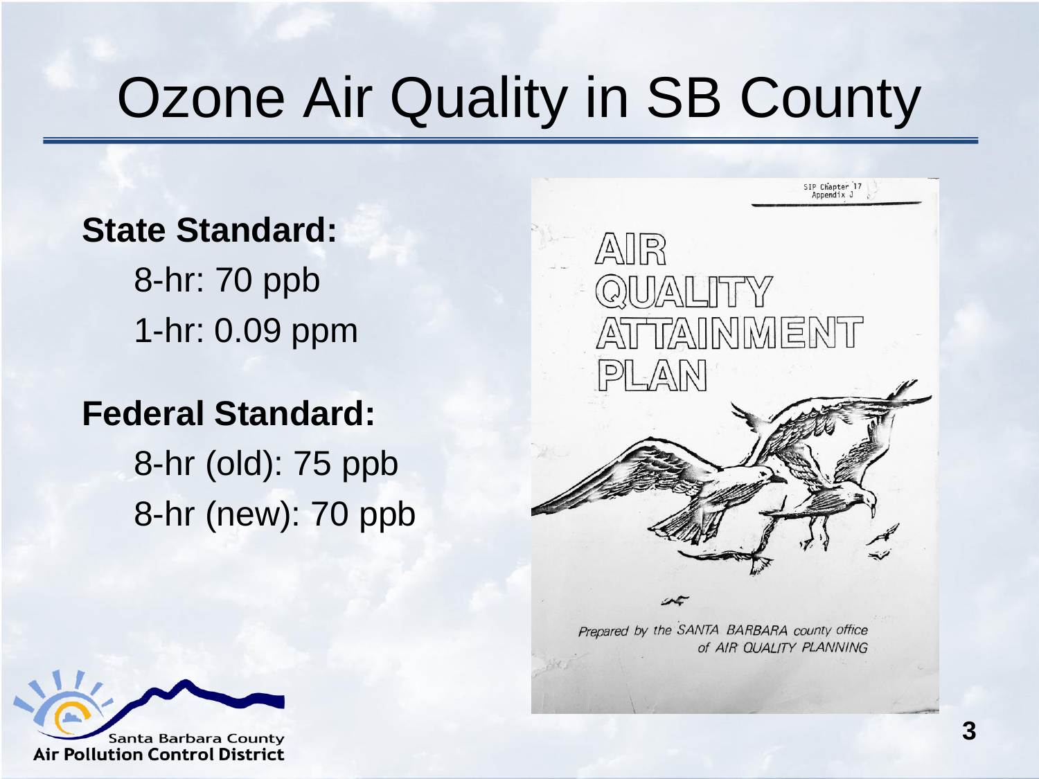# Ozone Air Quality in SB County

**State Standard:**

8-hr: 70 ppb

1-hr: 0.09 ppm

**Federal Standard:**

8-hr (old): 75 ppb

8-hr (new): 70 ppb

SIP Chapter 17
Appendix J

AIR QUALITY ATTAINMENT PLAN

*Prepared by the SANTA BARBARA county office of AIR QUALITY PLANNING*

Santa Barbara County
Air Pollution Control District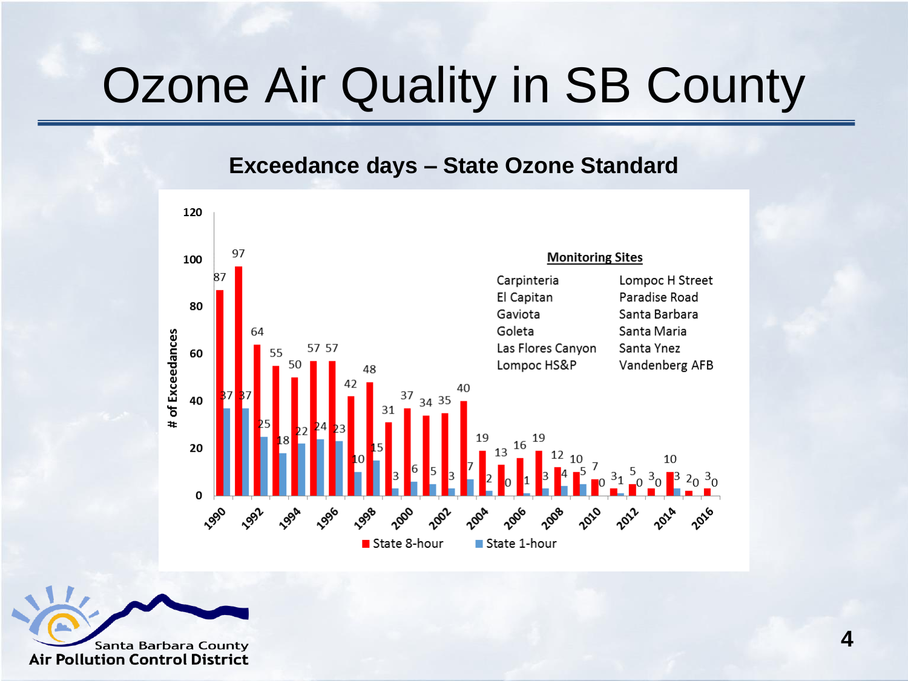# Ozone Air Quality in SB County

## Exceedance days – State Ozone Standard

| Year | State 8-hour | State 1-hour |
| --- | --- | --- |
| 1990 | 87 | 37 |
| 1991 | 97 | 37 |
| 1992 | 64 | 25 |
| 1993 | 55 | 18 |
| 1994 | 50 | 22 |
| 1995 | 57 | 24 |
| 1996 | 57 | 23 |
| 1997 | 42 | 10 |
| 1998 | 48 | 15 |
| 1999 | 31 | 3 |
| 2000 | 37 | 6 |
| 2001 | 34 | 5 |
| 2002 | 35 | 3 |
| 2003 | 40 | 7 |
| 2004 | 19 | 2 |
| 2005 | 13 | 0 |
| 2006 | 16 | 1 |
| 2007 | 19 | 3 |
| 2008 | 12 | 4 |
| 2009 | 10 | 5 |
| 2010 | 7 | 0 |
| 2011 | 3 | 1 |
| 2012 | 5 | 0 |
| 2013 | 3 | 0 |
| 2014 | 10 | 3 |
| 2015 | 2 | 0 |
| 2016 | 3 | 0 |

**Monitoring Sites**

| | |
| --- | --- |
| Carpinteria | Lompoc H Street |
| El Capitan | Paradise Road |
| Gaviota | Santa Barbara |
| Goleta | Santa Maria |
| Las Flores Canyon | Santa Ynez |
| Lompoc HS&P | Vandenberg AFB |

Santa Barbara County Air Pollution Control District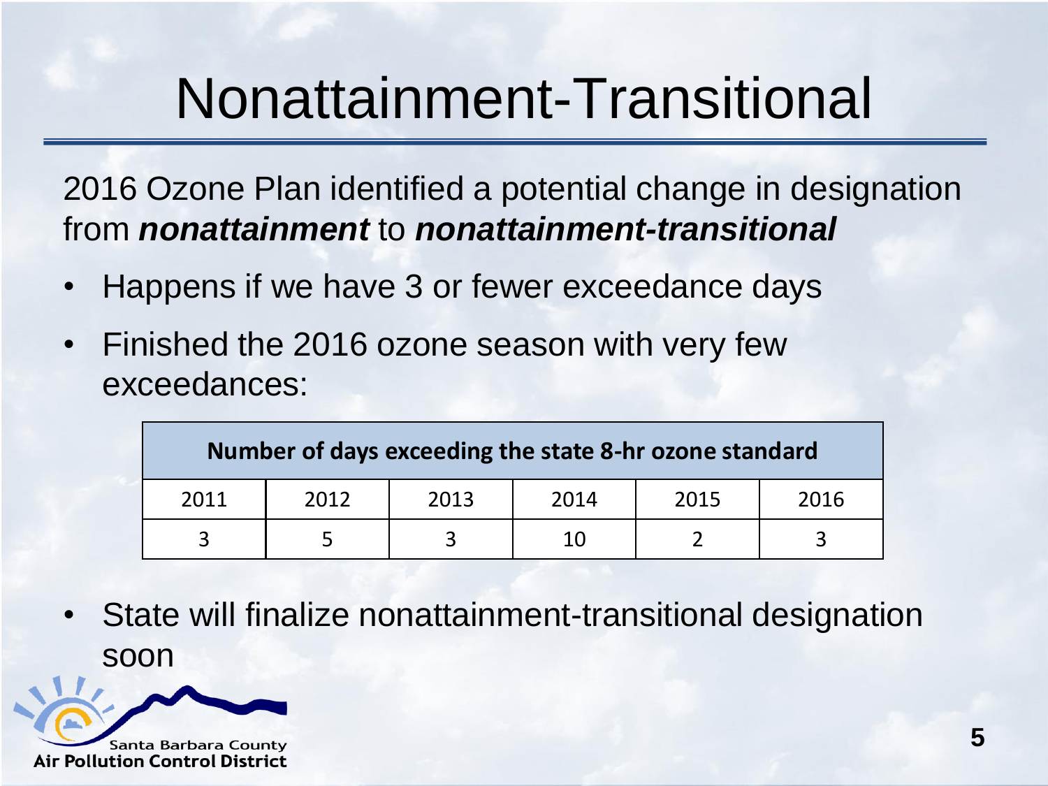# Nonattainment-Transitional

2016 Ozone Plan identified a potential change in designation from ***nonattainment*** to ***nonattainment-transitional***

- Happens if we have 3 or fewer exceedance days
- Finished the 2016 ozone season with very few exceedances:

| Number of days exceeding the state 8-hr ozone standard | | | | | |
|---|---|---|---|---|---|
| 2011 | 2012 | 2013 | 2014 | 2015 | 2016 |
| 3 | 5 | 3 | 10 | 2 | 3 |

- State will finalize nonattainment-transitional designation soon

Santa Barbara County
**Air Pollution Control District**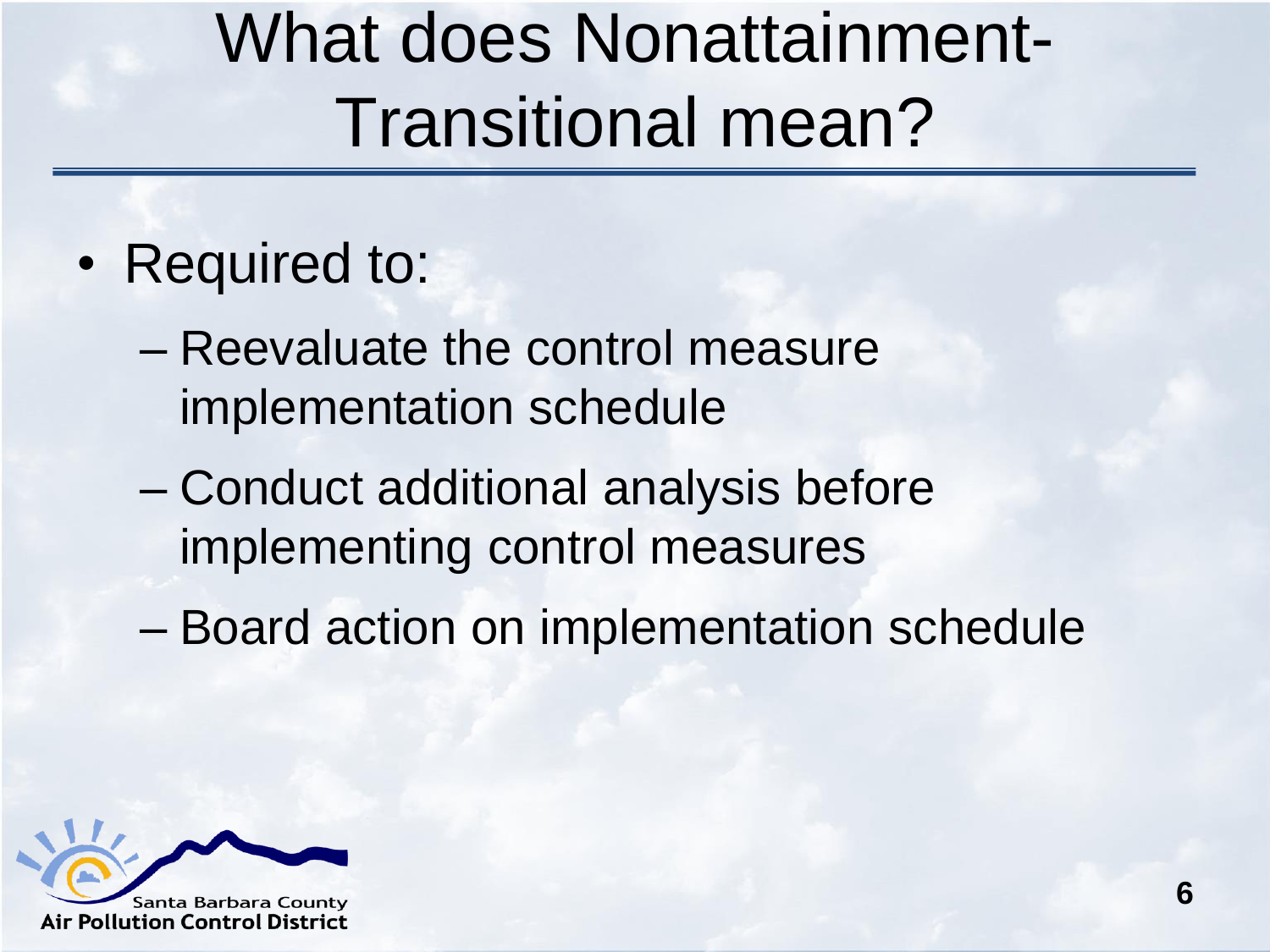# What does Nonattainment-Transitional mean?

- Required to:
  - Reevaluate the control measure implementation schedule
  - Conduct additional analysis before implementing control measures
  - Board action on implementation schedule

Santa Barbara County
Air Pollution Control District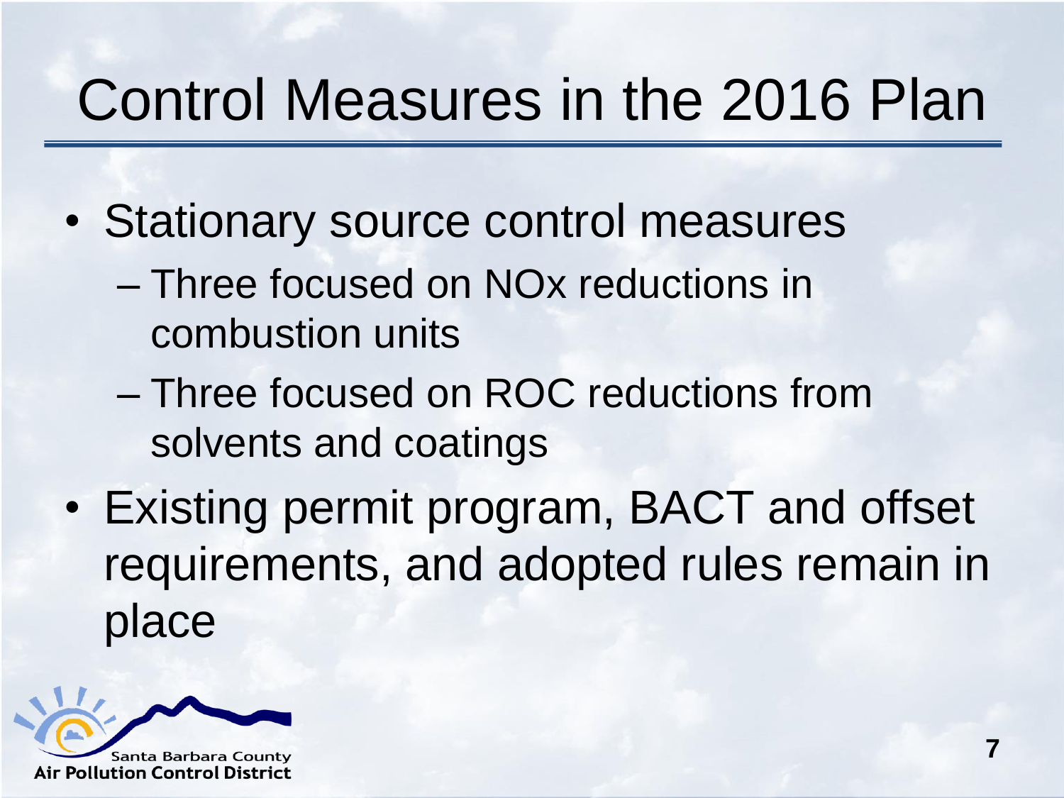# Control Measures in the 2016 Plan

- Stationary source control measures
  - Three focused on NOx reductions in combustion units
  - Three focused on ROC reductions from solvents and coatings
- Existing permit program, BACT and offset requirements, and adopted rules remain in place

Santa Barbara County
Air Pollution Control District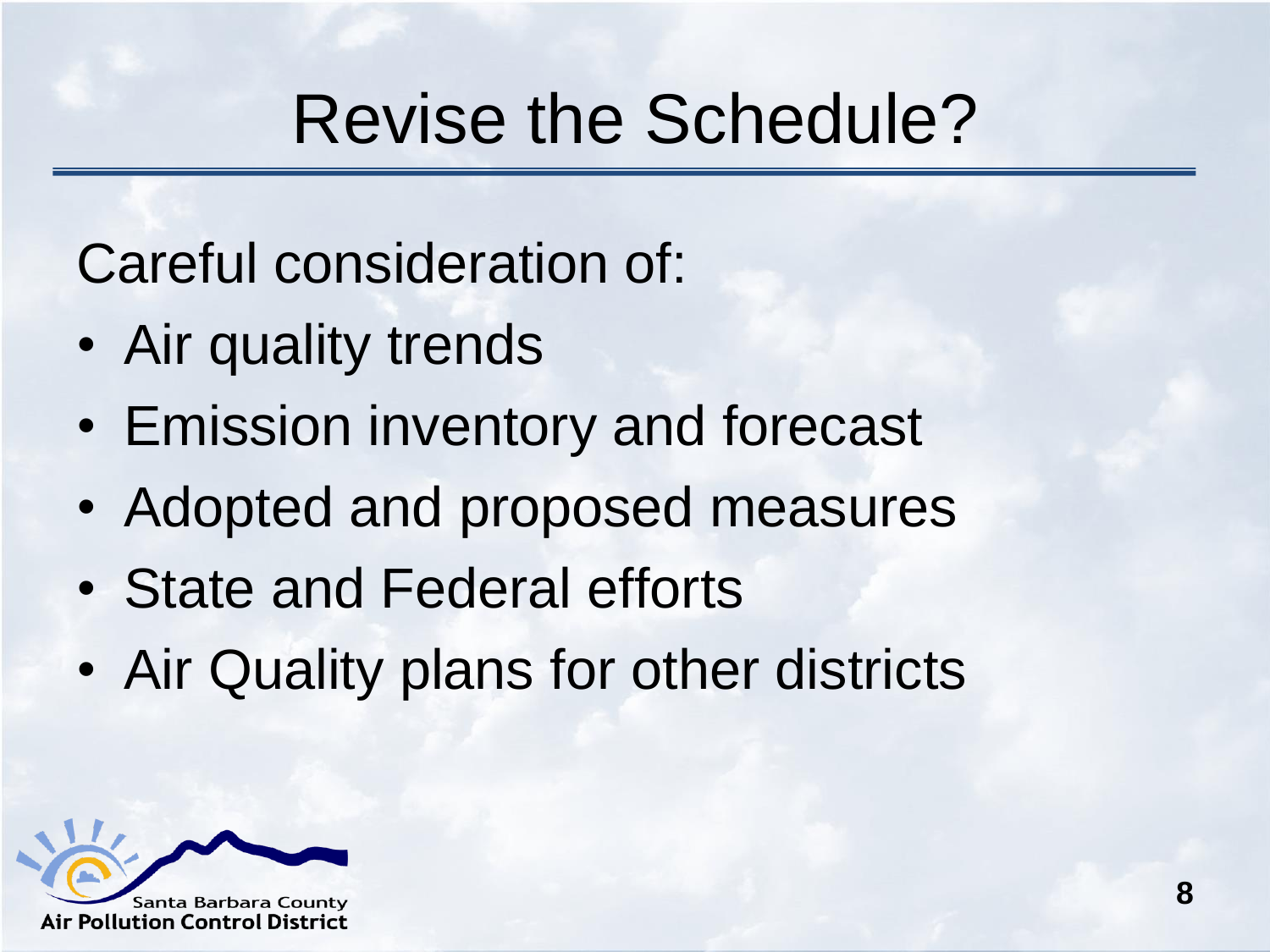# Revise the Schedule?

Careful consideration of:

- Air quality trends
- Emission inventory and forecast
- Adopted and proposed measures
- State and Federal efforts
- Air Quality plans for other districts

Santa Barbara County
Air Pollution Control District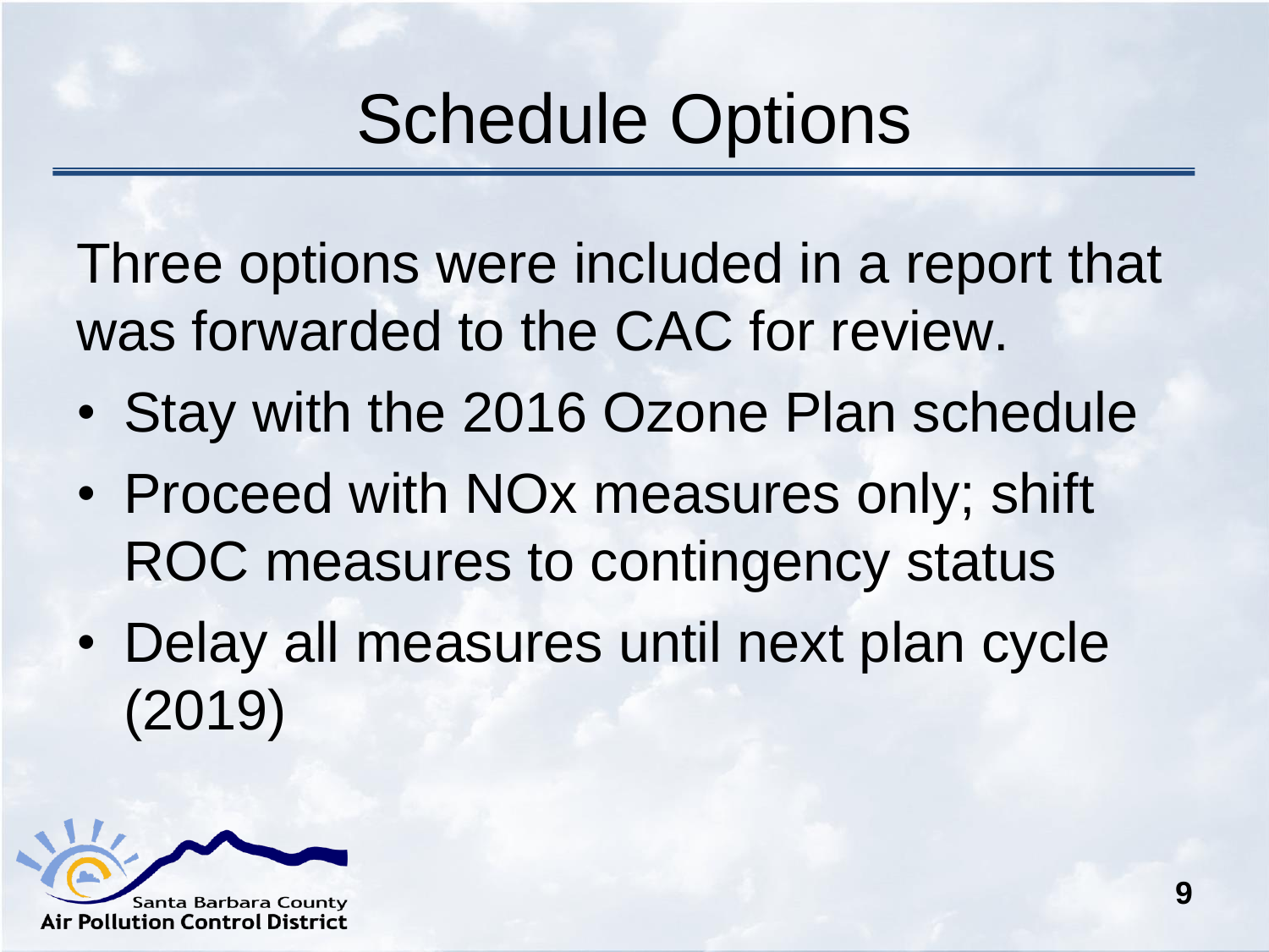# Schedule Options

Three options were included in a report that was forwarded to the CAC for review.

- Stay with the 2016 Ozone Plan schedule
- Proceed with NOx measures only; shift ROC measures to contingency status
- Delay all measures until next plan cycle (2019)

Santa Barbara County
Air Pollution Control District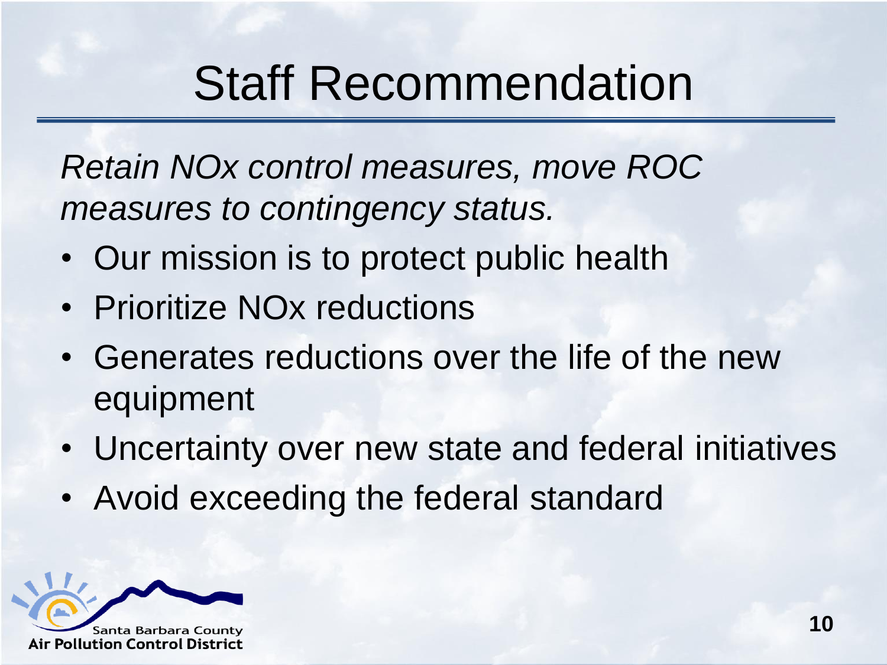# Staff Recommendation

*Retain NOx control measures, move ROC measures to contingency status.*

- Our mission is to protect public health
- Prioritize NOx reductions
- Generates reductions over the life of the new equipment
- Uncertainty over new state and federal initiatives
- Avoid exceeding the federal standard

Santa Barbara County
Air Pollution Control District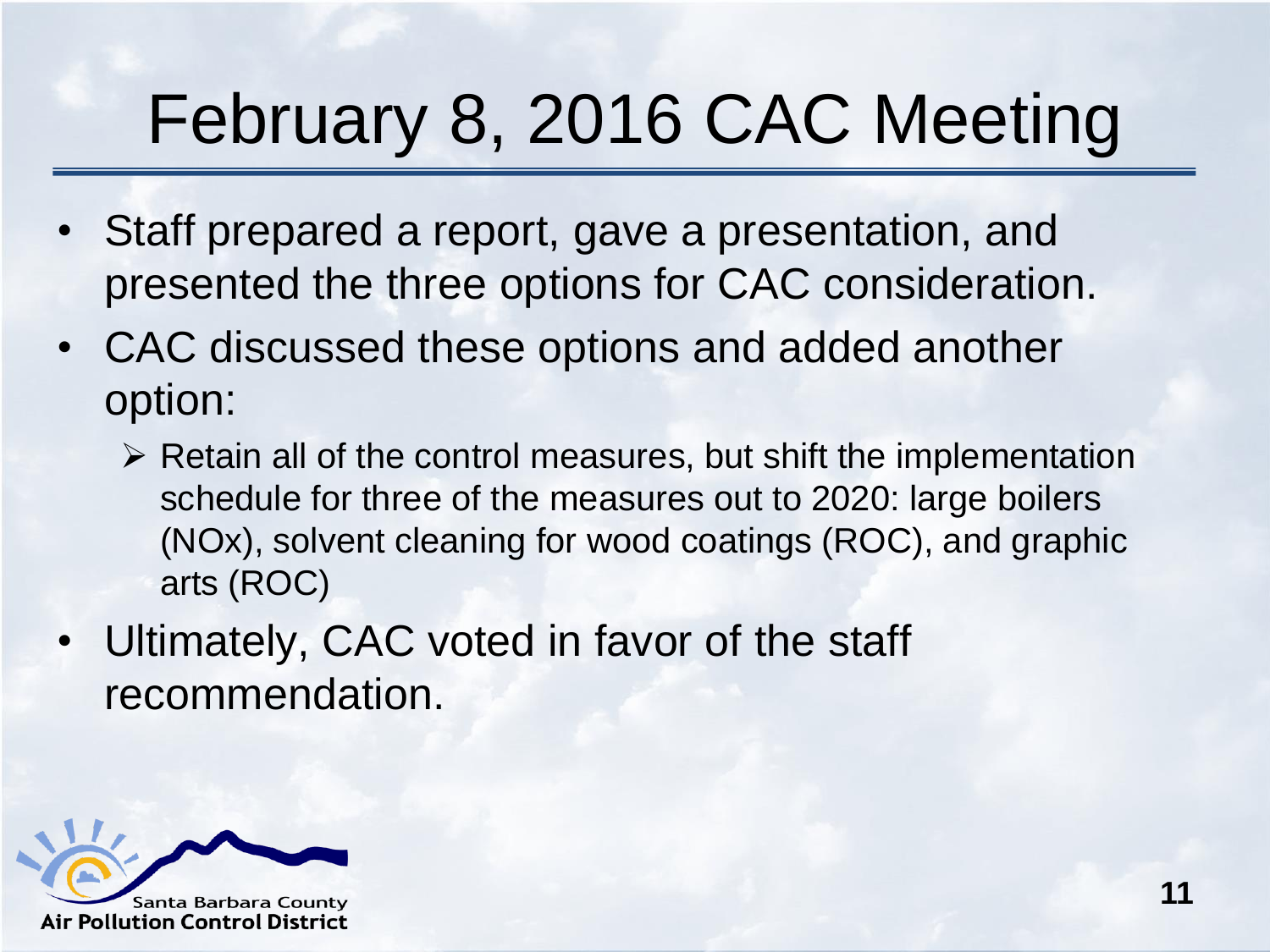# February 8, 2016 CAC Meeting

- Staff prepared a report, gave a presentation, and presented the three options for CAC consideration.
- CAC discussed these options and added another option:
  - Retain all of the control measures, but shift the implementation schedule for three of the measures out to 2020: large boilers (NOx), solvent cleaning for wood coatings (ROC), and graphic arts (ROC)
- Ultimately, CAC voted in favor of the staff recommendation.

Santa Barbara County
Air Pollution Control District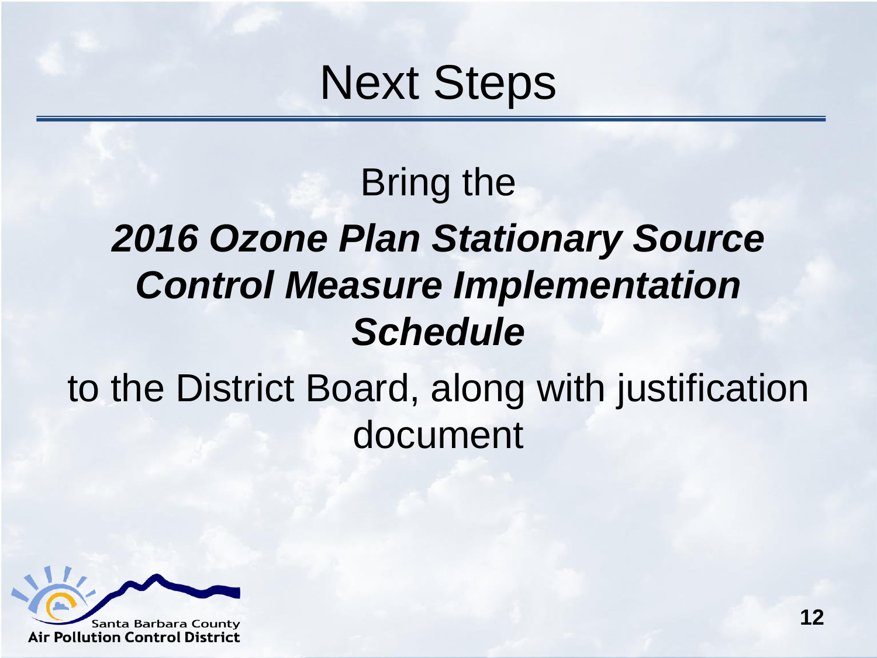# Next Steps

Bring the

***2016 Ozone Plan Stationary Source Control Measure Implementation Schedule***

to the District Board, along with justification document

Santa Barbara County
Air Pollution Control District